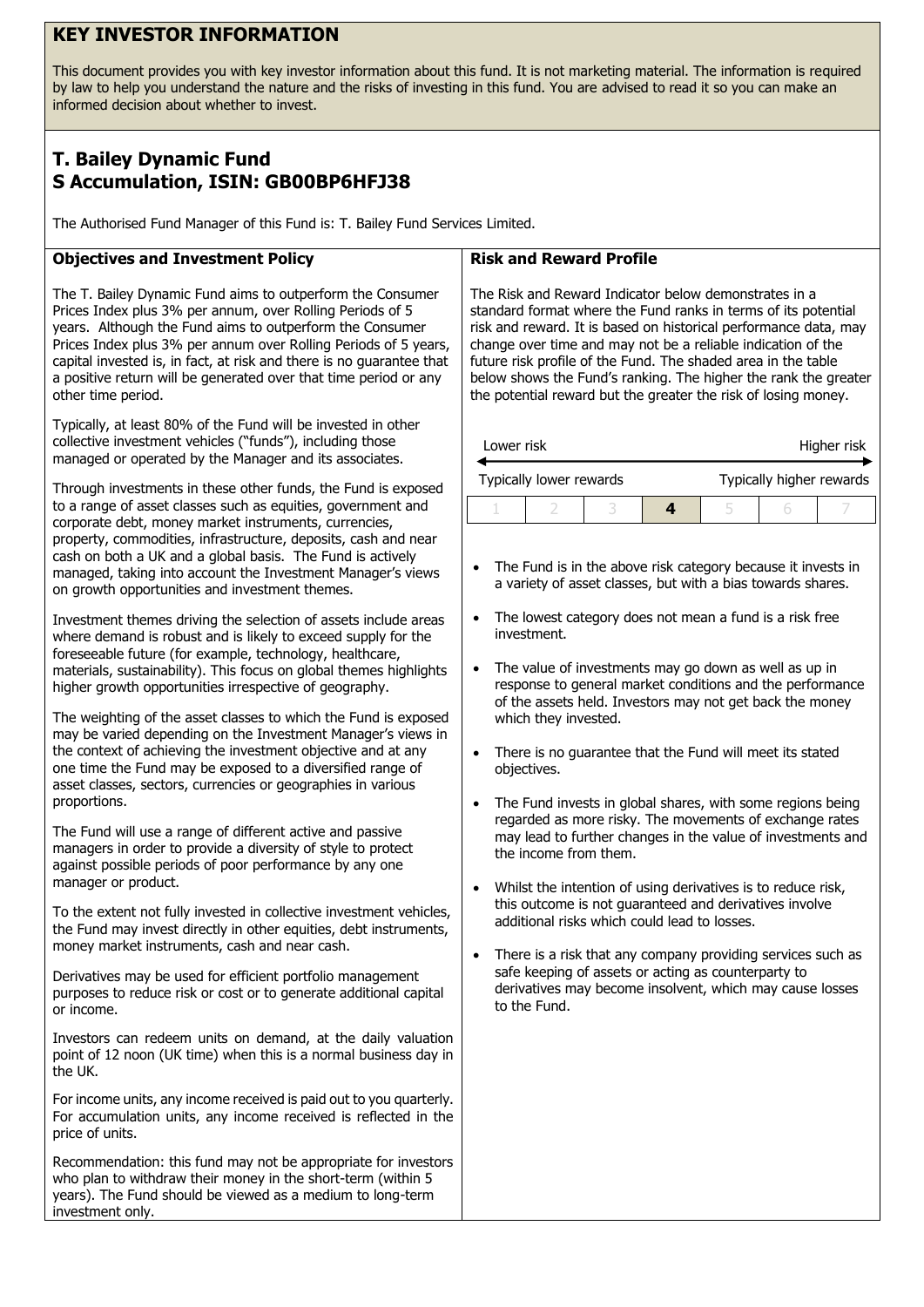# KEY INVESTOR INFORMATION

This document provides you with key investor information about this fund. It is not marketing material. The information is required by law to help you understand the nature and the risks of investing in this fund. You are advised to read it so you can make an informed decision about whether to invest.

## T. Bailey Dynamic Fund
## S Accumulation, ISIN: GB00BP6HFJ38

The Authorised Fund Manager of this Fund is: T. Bailey Fund Services Limited.

### Objectives and Investment Policy

The T. Bailey Dynamic Fund aims to outperform the Consumer Prices Index plus 3% per annum, over Rolling Periods of 5 years. Although the Fund aims to outperform the Consumer Prices Index plus 3% per annum over Rolling Periods of 5 years, capital invested is, in fact, at risk and there is no guarantee that a positive return will be generated over that time period or any other time period.

Typically, at least 80% of the Fund will be invested in other collective investment vehicles ("funds"), including those managed or operated by the Manager and its associates.

Through investments in these other funds, the Fund is exposed to a range of asset classes such as equities, government and corporate debt, money market instruments, currencies, property, commodities, infrastructure, deposits, cash and near cash on both a UK and a global basis. The Fund is actively managed, taking into account the Investment Manager's views on growth opportunities and investment themes.

Investment themes driving the selection of assets include areas where demand is robust and is likely to exceed supply for the foreseeable future (for example, technology, healthcare, materials, sustainability). This focus on global themes highlights higher growth opportunities irrespective of geography.

The weighting of the asset classes to which the Fund is exposed may be varied depending on the Investment Manager's views in the context of achieving the investment objective and at any one time the Fund may be exposed to a diversified range of asset classes, sectors, currencies or geographies in various proportions.

The Fund will use a range of different active and passive managers in order to provide a diversity of style to protect against possible periods of poor performance by any one manager or product.

To the extent not fully invested in collective investment vehicles, the Fund may invest directly in other equities, debt instruments, money market instruments, cash and near cash.

Derivatives may be used for efficient portfolio management purposes to reduce risk or cost or to generate additional capital or income.

Investors can redeem units on demand, at the daily valuation point of 12 noon (UK time) when this is a normal business day in the UK.

For income units, any income received is paid out to you quarterly. For accumulation units, any income received is reflected in the price of units.

Recommendation: this fund may not be appropriate for investors who plan to withdraw their money in the short-term (within 5 years). The Fund should be viewed as a medium to long-term investment only.

### Risk and Reward Profile

The Risk and Reward Indicator below demonstrates in a standard format where the Fund ranks in terms of its potential risk and reward. It is based on historical performance data, may change over time and may not be a reliable indication of the future risk profile of the Fund. The shaded area in the table below shows the Fund's ranking. The higher the rank the greater the potential reward but the greater the risk of losing money.

Lower risk — Higher risk

Typically lower rewards — Typically higher rewards

| 1 | 2 | 3 | **4** | 5 | 6 | 7 |
|---|---|---|---|---|---|---|

- The Fund is in the above risk category because it invests in a variety of asset classes, but with a bias towards shares.
- The lowest category does not mean a fund is a risk free investment.
- The value of investments may go down as well as up in response to general market conditions and the performance of the assets held. Investors may not get back the money which they invested.
- There is no guarantee that the Fund will meet its stated objectives.
- The Fund invests in global shares, with some regions being regarded as more risky. The movements of exchange rates may lead to further changes in the value of investments and the income from them.
- Whilst the intention of using derivatives is to reduce risk, this outcome is not guaranteed and derivatives involve additional risks which could lead to losses.
- There is a risk that any company providing services such as safe keeping of assets or acting as counterparty to derivatives may become insolvent, which may cause losses to the Fund.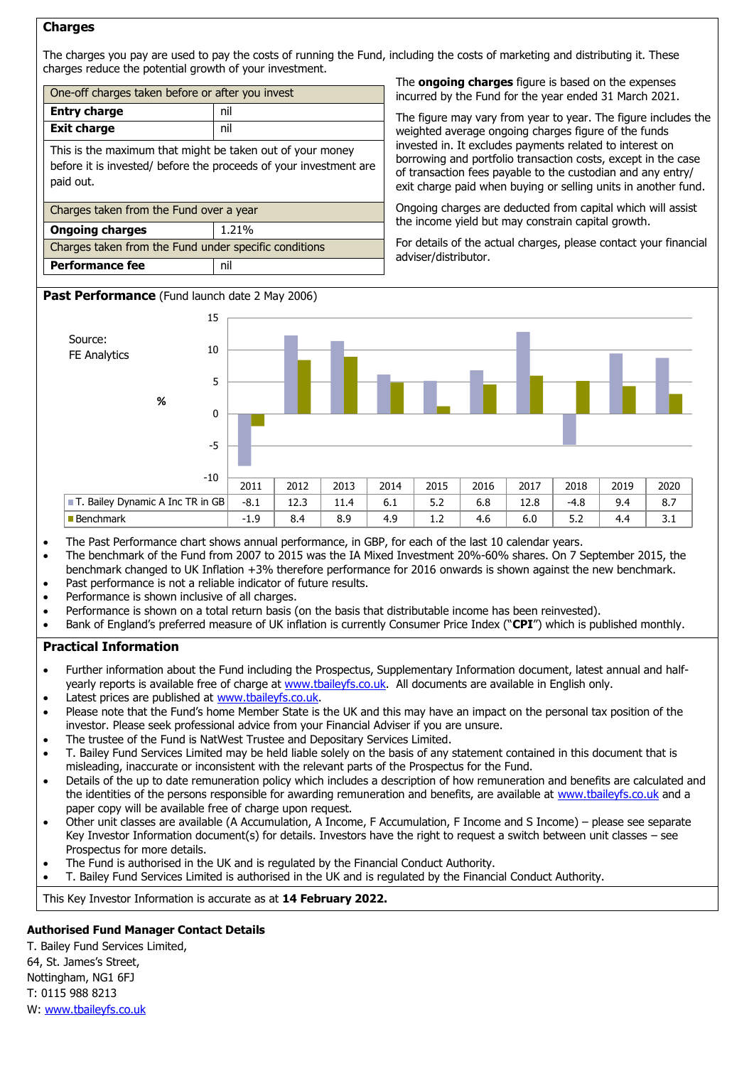## Charges

The charges you pay are used to pay the costs of running the Fund, including the costs of marketing and distributing it. These charges reduce the potential growth of your investment.

| One-off charges taken before or after you invest | |
|---|---|
| **Entry charge** | nil |
| **Exit charge** | nil |
| This is the maximum that might be taken out of your money before it is invested/ before the proceeds of your investment are paid out. | |
| Charges taken from the Fund over a year | |
| **Ongoing charges** | 1.21% |
| Charges taken from the Fund under specific conditions | |
| **Performance fee** | nil |

The **ongoing charges** figure is based on the expenses incurred by the Fund for the year ended 31 March 2021.

The figure may vary from year to year. The figure includes the weighted average ongoing charges figure of the funds invested in. It excludes payments related to interest on borrowing and portfolio transaction costs, except in the case of transaction fees payable to the custodian and any entry/ exit charge paid when buying or selling units in another fund.

Ongoing charges are deducted from capital which will assist the income yield but may constrain capital growth.

For details of the actual charges, please contact your financial adviser/distributor.

## Past Performance (Fund launch date 2 May 2006)

Source: FE Analytics

%

15
10
5
0
-5
-10

| | 2011 | 2012 | 2013 | 2014 | 2015 | 2016 | 2017 | 2018 | 2019 | 2020 |
|---|---|---|---|---|---|---|---|---|---|---|
| T. Bailey Dynamic A Inc TR in GB | -8.1 | 12.3 | 11.4 | 6.1 | 5.2 | 6.8 | 12.8 | -4.8 | 9.4 | 8.7 |
| Benchmark | -1.9 | 8.4 | 8.9 | 4.9 | 1.2 | 4.6 | 6.0 | 5.2 | 4.4 | 3.1 |

- The Past Performance chart shows annual performance, in GBP, for each of the last 10 calendar years.
- The benchmark of the Fund from 2007 to 2015 was the IA Mixed Investment 20%-60% shares. On 7 September 2015, the benchmark changed to UK Inflation +3% therefore performance for 2016 onwards is shown against the new benchmark.
- Past performance is not a reliable indicator of future results.
- Performance is shown inclusive of all charges.
- Performance is shown on a total return basis (on the basis that distributable income has been reinvested).
- Bank of England's preferred measure of UK inflation is currently Consumer Price Index ("**CPI**") which is published monthly.

## Practical Information

- Further information about the Fund including the Prospectus, Supplementary Information document, latest annual and half-yearly reports is available free of charge at www.tbaileyfs.co.uk. All documents are available in English only.
- Latest prices are published at www.tbaileyfs.co.uk.
- Please note that the Fund's home Member State is the UK and this may have an impact on the personal tax position of the investor. Please seek professional advice from your Financial Adviser if you are unsure.
- The trustee of the Fund is NatWest Trustee and Depositary Services Limited.
- T. Bailey Fund Services Limited may be held liable solely on the basis of any statement contained in this document that is misleading, inaccurate or inconsistent with the relevant parts of the Prospectus for the Fund.
- Details of the up to date remuneration policy which includes a description of how remuneration and benefits are calculated and the identities of the persons responsible for awarding remuneration and benefits, are available at www.tbaileyfs.co.uk and a paper copy will be available free of charge upon request.
- Other unit classes are available (A Accumulation, A Income, F Accumulation, F Income and S Income) – please see separate Key Investor Information document(s) for details. Investors have the right to request a switch between unit classes – see Prospectus for more details.
- The Fund is authorised in the UK and is regulated by the Financial Conduct Authority.
- T. Bailey Fund Services Limited is authorised in the UK and is regulated by the Financial Conduct Authority.

This Key Investor Information is accurate as at **14 February 2022.**

**Authorised Fund Manager Contact Details**

T. Bailey Fund Services Limited,
64, St. James's Street,
Nottingham, NG1 6FJ
T: 0115 988 8213
W: www.tbaileyfs.co.uk